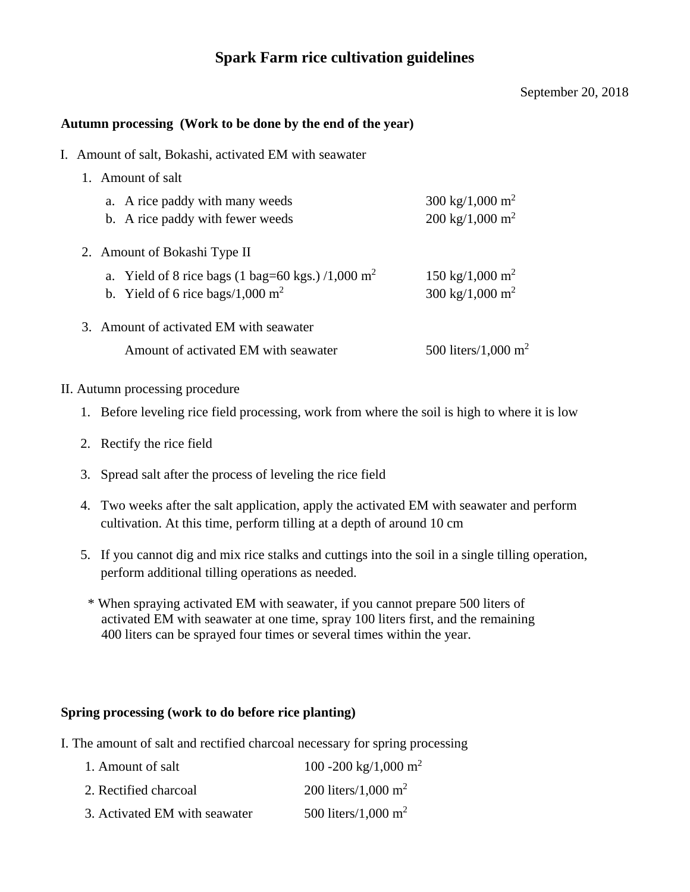# Spark Farm rice cultivation guidelines

September 20, 2018

**Autumn processing (Work to be done by the end of the year)**

I. Amount of salt, Bokashi, activated EM with seawater

1. Amount of salt
   a. A rice paddy with many weeds — 300 kg/1,000 $m^2$
   b. A rice paddy with fewer weeds — 200 kg/1,000 $m^2$

2. Amount of Bokashi Type II
   a. Yield of 8 rice bags (1 bag=60 kgs.) /1,000 $m^2$ — 150 kg/1,000 $m^2$
   b. Yield of 6 rice bags/1,000 $m^2$ — 300 kg/1,000 $m^2$

3. Amount of activated EM with seawater

   Amount of activated EM with seawater — 500 liters/1,000 $m^2$

II. Autumn processing procedure

1. Before leveling rice field processing, work from where the soil is high to where it is low
2. Rectify the rice field
3. Spread salt after the process of leveling the rice field
4. Two weeks after the salt application, apply the activated EM with seawater and perform cultivation. At this time, perform tilling at a depth of around 10 cm
5. If you cannot dig and mix rice stalks and cuttings into the soil in a single tilling operation, perform additional tilling operations as needed.

\* When spraying activated EM with seawater, if you cannot prepare 500 liters of activated EM with seawater at one time, spray 100 liters first, and the remaining 400 liters can be sprayed four times or several times within the year.

**Spring processing (work to do before rice planting)**

I. The amount of salt and rectified charcoal necessary for spring processing

1. Amount of salt — 100 -200 kg/1,000 $m^2$
2. Rectified charcoal — 200 liters/1,000 $m^2$
3. Activated EM with seawater — 500 liters/1,000 $m^2$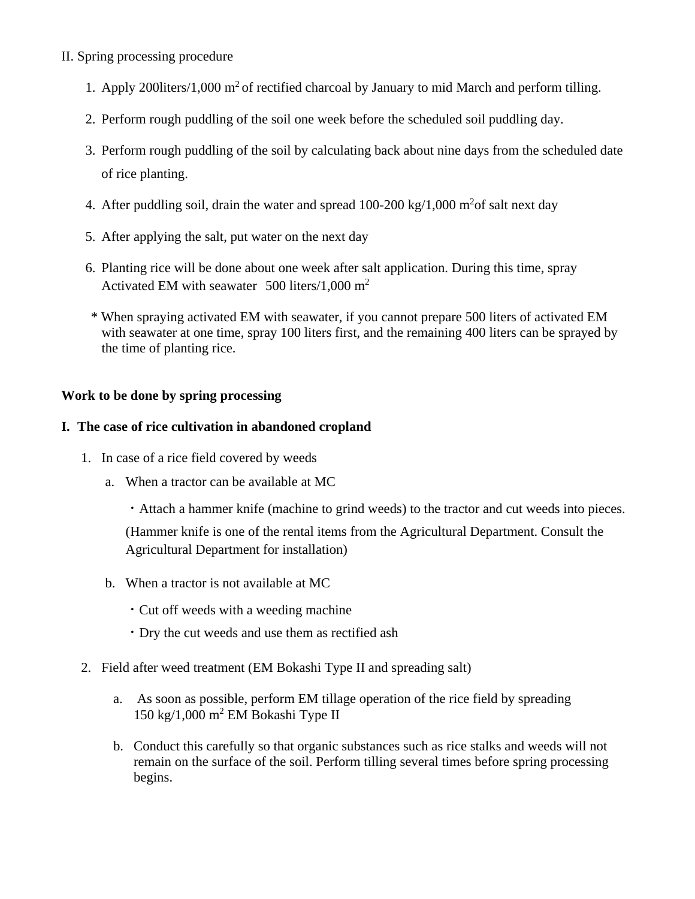II. Spring processing procedure

1. Apply 200liters/1,000 $m^2$ of rectified charcoal by January to mid March and perform tilling.
2. Perform rough puddling of the soil one week before the scheduled soil puddling day.
3. Perform rough puddling of the soil by calculating back about nine days from the scheduled date of rice planting.
4. After puddling soil, drain the water and spread 100-200 kg/1,000 $m^2$ of salt next day
5. After applying the salt, put water on the next day
6. Planting rice will be done about one week after salt application. During this time, spray Activated EM with seawater 500 liters/1,000 $m^2$

\* When spraying activated EM with seawater, if you cannot prepare 500 liters of activated EM with seawater at one time, spray 100 liters first, and the remaining 400 liters can be sprayed by the time of planting rice.

**Work to be done by spring processing**

**I. The case of rice cultivation in abandoned cropland**

1. In case of a rice field covered by weeds
   a. When a tractor can be available at MC
      ・Attach a hammer knife (machine to grind weeds) to the tractor and cut weeds into pieces.
      (Hammer knife is one of the rental items from the Agricultural Department. Consult the Agricultural Department for installation)
   b. When a tractor is not available at MC
      ・Cut off weeds with a weeding machine
      ・Dry the cut weeds and use them as rectified ash

2. Field after weed treatment (EM Bokashi Type II and spreading salt)
   a. As soon as possible, perform EM tillage operation of the rice field by spreading 150 kg/1,000 $m^2$ EM Bokashi Type II
   b. Conduct this carefully so that organic substances such as rice stalks and weeds will not remain on the surface of the soil. Perform tilling several times before spring processing begins.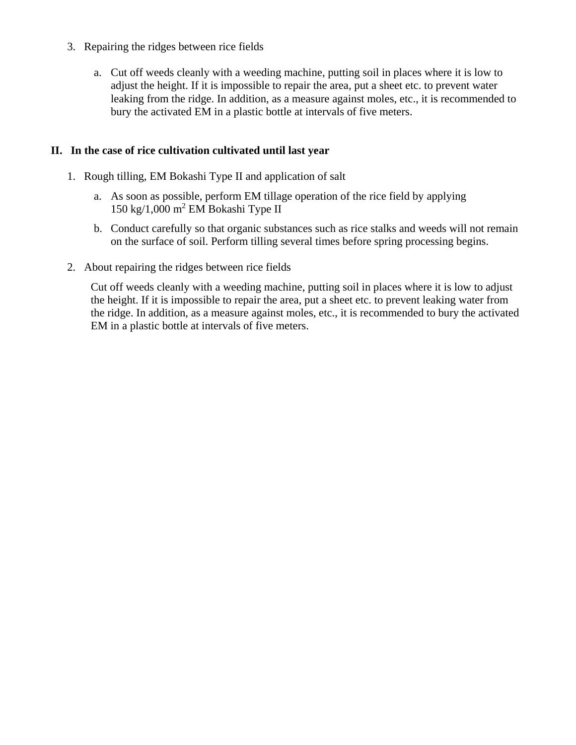3. Repairing the ridges between rice fields

    a. Cut off weeds cleanly with a weeding machine, putting soil in places where it is low to adjust the height. If it is impossible to repair the area, put a sheet etc. to prevent water leaking from the ridge. In addition, as a measure against moles, etc., it is recommended to bury the activated EM in a plastic bottle at intervals of five meters.

## II. In the case of rice cultivation cultivated until last year

1. Rough tilling, EM Bokashi Type II and application of salt

    a. As soon as possible, perform EM tillage operation of the rice field by applying 150 kg/1,000 $m^2$ EM Bokashi Type II

    b. Conduct carefully so that organic substances such as rice stalks and weeds will not remain on the surface of soil. Perform tilling several times before spring processing begins.

2. About repairing the ridges between rice fields

    Cut off weeds cleanly with a weeding machine, putting soil in places where it is low to adjust the height. If it is impossible to repair the area, put a sheet etc. to prevent leaking water from the ridge. In addition, as a measure against moles, etc., it is recommended to bury the activated EM in a plastic bottle at intervals of five meters.